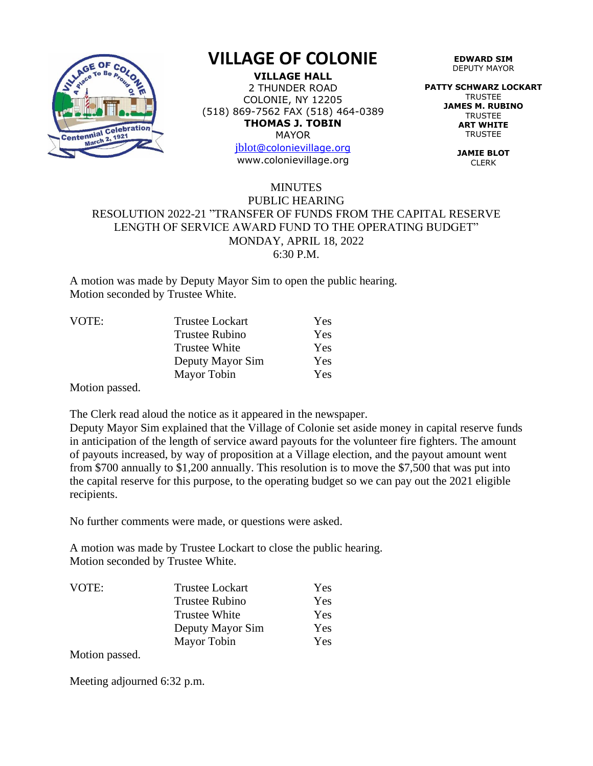# VILLAGE OF COLONIE

**VILLAGE HALL**
2 THUNDER ROAD
COLONIE, NY 12205
(518) 869-7562 FAX (518) 464-0389
**THOMAS J. TOBIN**
MAYOR
jblot@colonievillage.org
www.colonievillage.org

**EDWARD SIM**
DEPUTY MAYOR

**PATTY SCHWARZ LOCKART**
TRUSTEE
**JAMES M. RUBINO**
TRUSTEE
**ART WHITE**
TRUSTEE

**JAMIE BLOT**
CLERK

MINUTES
PUBLIC HEARING
RESOLUTION 2022-21 "TRANSFER OF FUNDS FROM THE CAPITAL RESERVE LENGTH OF SERVICE AWARD FUND TO THE OPERATING BUDGET"
MONDAY, APRIL 18, 2022
6:30 P.M.

A motion was made by Deputy Mayor Sim to open the public hearing.
Motion seconded by Trustee White.

| VOTE: | Trustee Lockart | Yes |
|---|---|---|
| | Trustee Rubino | Yes |
| | Trustee White | Yes |
| | Deputy Mayor Sim | Yes |
| | Mayor Tobin | Yes |

Motion passed.

The Clerk read aloud the notice as it appeared in the newspaper.
Deputy Mayor Sim explained that the Village of Colonie set aside money in capital reserve funds in anticipation of the length of service award payouts for the volunteer fire fighters. The amount of payouts increased, by way of proposition at a Village election, and the payout amount went from $700 annually to $1,200 annually. This resolution is to move the $7,500 that was put into the capital reserve for this purpose, to the operating budget so we can pay out the 2021 eligible recipients.

No further comments were made, or questions were asked.

A motion was made by Trustee Lockart to close the public hearing.
Motion seconded by Trustee White.

| VOTE: | Trustee Lockart | Yes |
|---|---|---|
| | Trustee Rubino | Yes |
| | Trustee White | Yes |
| | Deputy Mayor Sim | Yes |
| | Mayor Tobin | Yes |

Motion passed.

Meeting adjourned 6:32 p.m.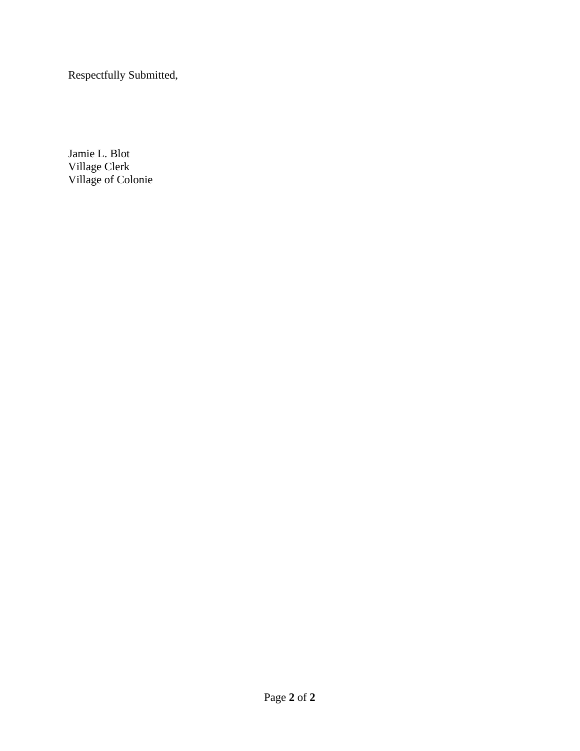Respectfully Submitted,

Jamie L. Blot
Village Clerk
Village of Colonie